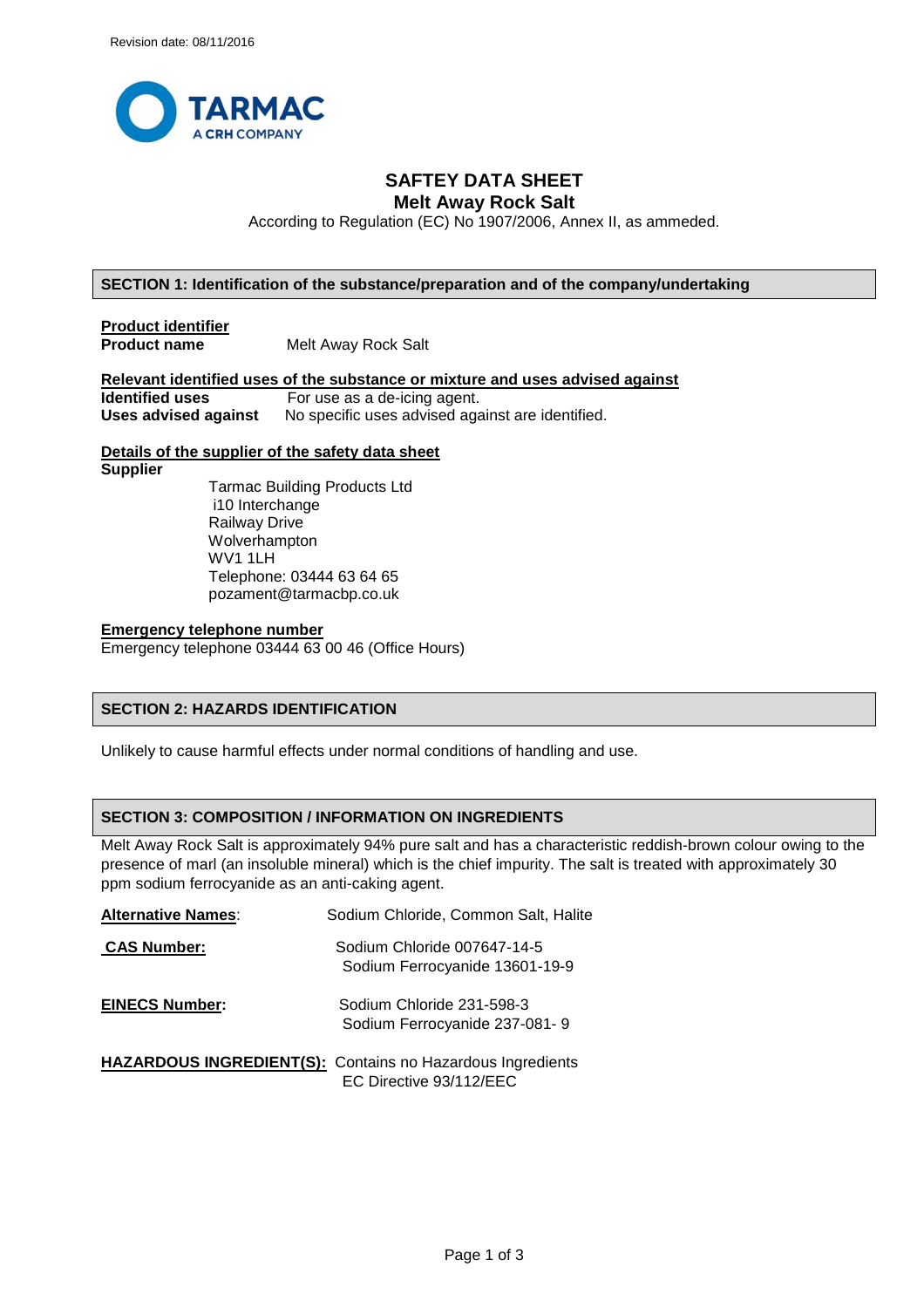Revision date: 08/11/2016

TARMAC
A CRH COMPANY

# SAFTEY DATA SHEET
## Melt Away Rock Salt

According to Regulation (EC) No 1907/2006, Annex II, as ammeded.

## SECTION 1: Identification of the substance/preparation and of the company/undertaking

**Product identifier**
**Product name** Melt Away Rock Salt

**Relevant identified uses of the substance or mixture and uses advised against**
**Identified uses** For use as a de-icing agent.
**Uses advised against** No specific uses advised against are identified.

**Details of the supplier of the safety data sheet**
**Supplier**

Tarmac Building Products Ltd
i10 Interchange
Railway Drive
Wolverhampton
WV1 1LH
Telephone: 03444 63 64 65
pozament@tarmacbp.co.uk

**Emergency telephone number**
Emergency telephone 03444 63 00 46 (Office Hours)

## SECTION 2: HAZARDS IDENTIFICATION

Unlikely to cause harmful effects under normal conditions of handling and use.

## SECTION 3: COMPOSITION / INFORMATION ON INGREDIENTS

Melt Away Rock Salt is approximately 94% pure salt and has a characteristic reddish-brown colour owing to the presence of marl (an insoluble mineral) which is the chief impurity. The salt is treated with approximately 30 ppm sodium ferrocyanide as an anti-caking agent.

**Alternative Names**: Sodium Chloride, Common Salt, Halite

**CAS Number:** Sodium Chloride 007647-14-5
Sodium Ferrocyanide 13601-19-9

**EINECS Number:** Sodium Chloride 231-598-3
Sodium Ferrocyanide 237-081- 9

**HAZARDOUS INGREDIENT(S):** Contains no Hazardous Ingredients
EC Directive 93/112/EEC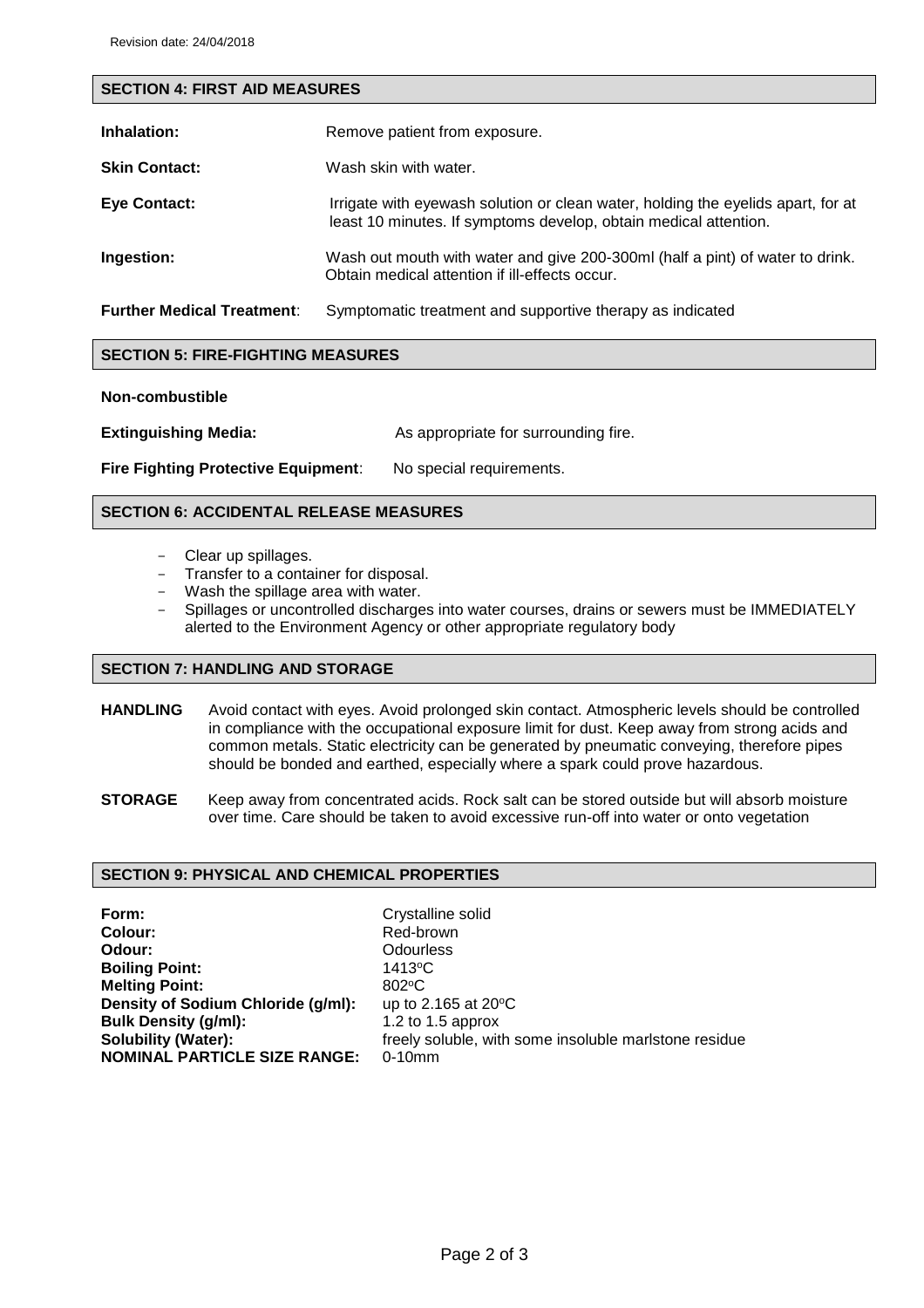Revision date: 24/04/2018

## SECTION 4: FIRST AID MEASURES

| | |
|---|---|
| **Inhalation:** | Remove patient from exposure. |
| **Skin Contact:** | Wash skin with water. |
| **Eye Contact:** | Irrigate with eyewash solution or clean water, holding the eyelids apart, for at least 10 minutes. If symptoms develop, obtain medical attention. |
| **Ingestion:** | Wash out mouth with water and give 200-300ml (half a pint) of water to drink. Obtain medical attention if ill-effects occur. |
| **Further Medical Treatment**: | Symptomatic treatment and supportive therapy as indicated |

## SECTION 5: FIRE-FIGHTING MEASURES

**Non-combustible**

**Extinguishing Media:** As appropriate for surrounding fire.

**Fire Fighting Protective Equipment**: No special requirements.

## SECTION 6: ACCIDENTAL RELEASE MEASURES

- Clear up spillages.
- Transfer to a container for disposal.
- Wash the spillage area with water.
- Spillages or uncontrolled discharges into water courses, drains or sewers must be IMMEDIATELY alerted to the Environment Agency or other appropriate regulatory body

## SECTION 7: HANDLING AND STORAGE

**HANDLING** Avoid contact with eyes. Avoid prolonged skin contact. Atmospheric levels should be controlled in compliance with the occupational exposure limit for dust. Keep away from strong acids and common metals. Static electricity can be generated by pneumatic conveying, therefore pipes should be bonded and earthed, especially where a spark could prove hazardous.

**STORAGE** Keep away from concentrated acids. Rock salt can be stored outside but will absorb moisture over time. Care should be taken to avoid excessive run-off into water or onto vegetation

## SECTION 9: PHYSICAL AND CHEMICAL PROPERTIES

| | |
|---|---|
| **Form:** | Crystalline solid |
| **Colour:** | Red-brown |
| **Odour:** | Odourless |
| **Boiling Point:** | 1413ºC |
| **Melting Point:** | 802ºC |
| **Density of Sodium Chloride (g/ml):** | up to 2.165 at 20ºC |
| **Bulk Density (g/ml):** | 1.2 to 1.5 approx |
| **Solubility (Water):** | freely soluble, with some insoluble marlstone residue |
| **NOMINAL PARTICLE SIZE RANGE:** | 0-10mm |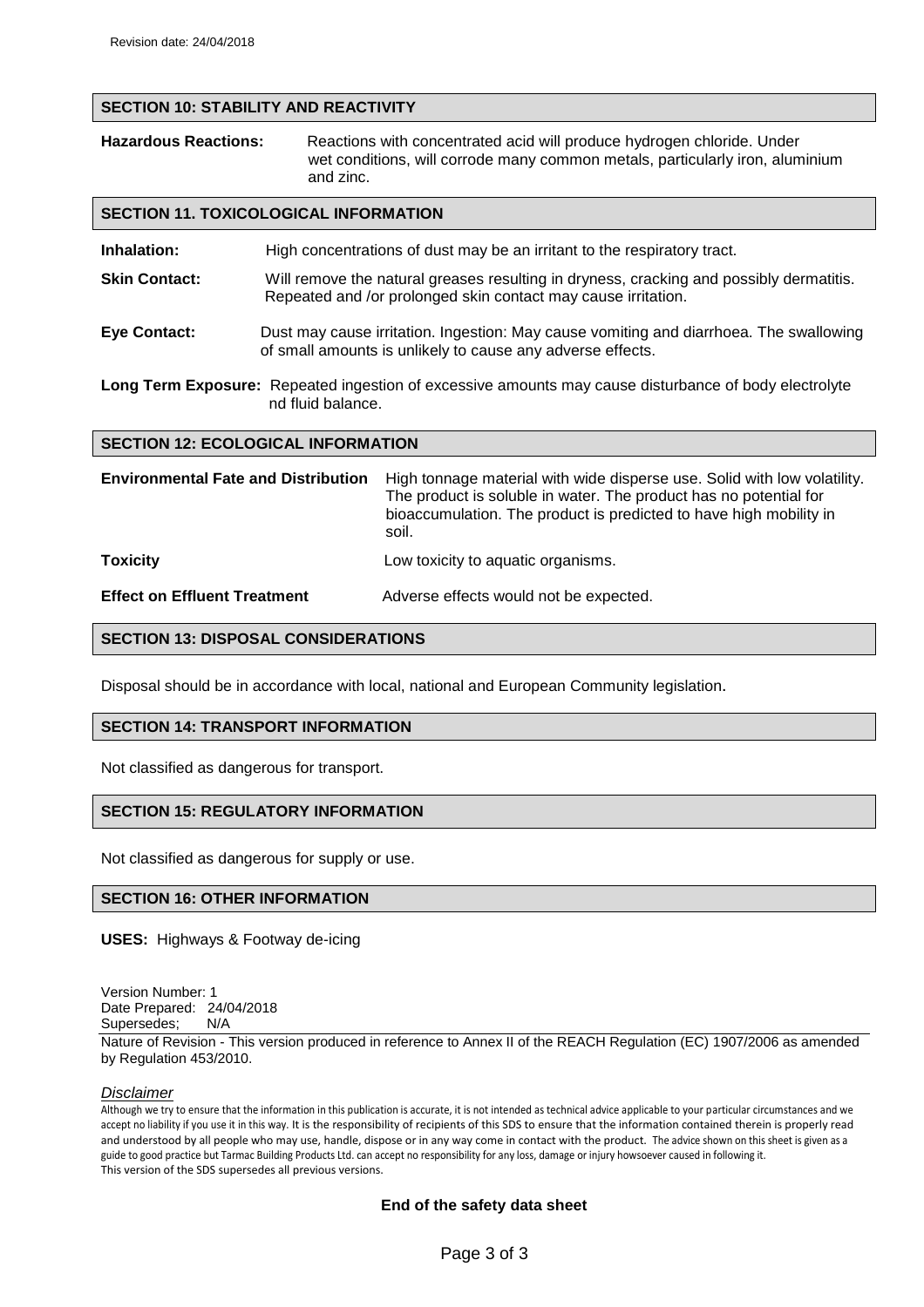Revision date: 24/04/2018

## SECTION 10: STABILITY AND REACTIVITY

**Hazardous Reactions:** Reactions with concentrated acid will produce hydrogen chloride. Under wet conditions, will corrode many common metals, particularly iron, aluminium and zinc.

## SECTION 11. TOXICOLOGICAL INFORMATION

**Inhalation:** High concentrations of dust may be an irritant to the respiratory tract.

**Skin Contact:** Will remove the natural greases resulting in dryness, cracking and possibly dermatitis. Repeated and /or prolonged skin contact may cause irritation.

**Eye Contact:** Dust may cause irritation. Ingestion: May cause vomiting and diarrhoea. The swallowing of small amounts is unlikely to cause any adverse effects.

**Long Term Exposure:** Repeated ingestion of excessive amounts may cause disturbance of body electrolyte nd fluid balance.

## SECTION 12: ECOLOGICAL INFORMATION

**Environmental Fate and Distribution** High tonnage material with wide disperse use. Solid with low volatility. The product is soluble in water. The product has no potential for bioaccumulation. The product is predicted to have high mobility in soil.

**Toxicity** Low toxicity to aquatic organisms.

**Effect on Effluent Treatment** Adverse effects would not be expected.

## SECTION 13: DISPOSAL CONSIDERATIONS

Disposal should be in accordance with local, national and European Community legislation.

## SECTION 14: TRANSPORT INFORMATION

Not classified as dangerous for transport.

## SECTION 15: REGULATORY INFORMATION

Not classified as dangerous for supply or use.

## SECTION 16: OTHER INFORMATION

**USES:** Highways & Footway de-icing

Version Number: 1
Date Prepared: 24/04/2018
Supersedes; N/A

Nature of Revision - This version produced in reference to Annex II of the REACH Regulation (EC) 1907/2006 as amended by Regulation 453/2010.

*Disclaimer*

Although we try to ensure that the information in this publication is accurate, it is not intended as technical advice applicable to your particular circumstances and we accept no liability if you use it in this way. It is the responsibility of recipients of this SDS to ensure that the information contained therein is properly read and understood by all people who may use, handle, dispose or in any way come in contact with the product. The advice shown on this sheet is given as a guide to good practice but Tarmac Building Products Ltd. can accept no responsibility for any loss, damage or injury howsoever caused in following it.
This version of the SDS supersedes all previous versions.

**End of the safety data sheet**